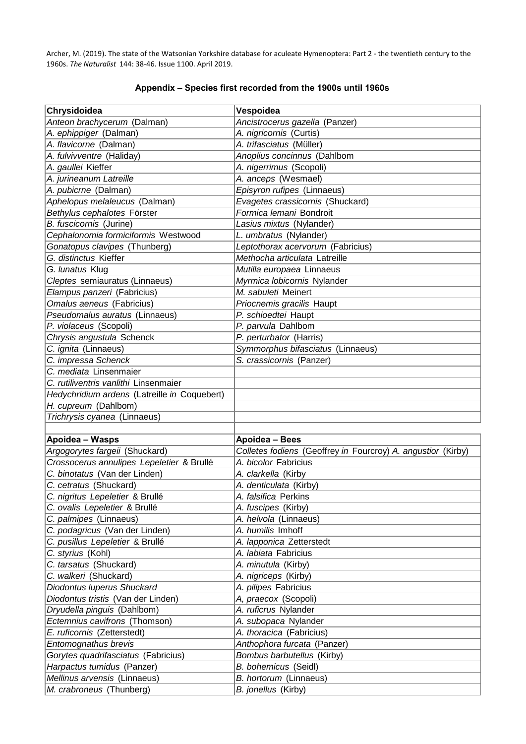Archer, M. (2019). The state of the Watsonian Yorkshire database for aculeate Hymenoptera: Part 2 - the twentieth century to the 1960s. *The Naturalist* 144: 38-46. Issue 1100. April 2019.

### Appendix – Species first recorded from the 1900s until 1960s

| **Chrysidoidea** | **Vespoidea** |
|---|---|
| *Anteon brachycerum* (Dalman) | *Ancistrocerus gazella* (Panzer) |
| *A. ephippiger* (Dalman) | *A. nigricornis* (Curtis) |
| *A. flavicorne* (Dalman) | *A. trifasciatus* (Müller) |
| *A. fulvivventre* (Haliday) | *Anoplius concinnus* (Dahlbom |
| *A. gaullei* Kieffer | *A. nigerrimus* (Scopoli) |
| *A. jurineanum Latreille* | *A. anceps* (Wesmael) |
| *A. pubicrne* (Dalman) | *Episyron rufipes* (Linnaeus) |
| *Aphelopus melaleucus* (Dalman) | *Evagetes crassicornis* (Shuckard) |
| *Bethylus cephalotes* Förster | *Formica lemani* Bondroit |
| *B. fuscicornis* (Jurine) | *Lasius mixtus* (Nylander) |
| *Cephalonomia formiciformis* Westwood | *L. umbratus* (Nylander) |
| *Gonatopus clavipes* (Thunberg) | *Leptothorax acervorum* (Fabricius) |
| *G. distinctus* Kieffer | *Methocha articulata* Latreille |
| *G. lunatus* Klug | *Mutilla europaea* Linnaeus |
| *Cleptes* semiauratus (Linnaeus) | *Myrmica lobicornis* Nylander |
| *Elampus panzeri* (Fabricius) | *M. sabuleti* Meinert |
| *Omalus aeneus* (Fabricius) | *Priocnemis gracilis* Haupt |
| *Pseudomalus auratus* (Linnaeus) | *P. schioedtei* Haupt |
| *P. violaceus* (Scopoli) | *P. parvula* Dahlbom |
| *Chrysis angustula* Schenck | *P. perturbator* (Harris) |
| *C. ignita* (Linnaeus) | *Symmorphus bifasciatus* (Linnaeus) |
| *C. impressa Schenck* | *S. crassicornis* (Panzer) |
| *C. mediata* Linsenmaier | |
| *C. rutiliventris vanlithi* Linsenmaier | |
| *Hedychridium ardens* (Latreille *in* Coquebert) | |
| *H. cupreum* (Dahlbom) | |
| *Trichrysis cyanea* (Linnaeus) | |

| **Apoidea – Wasps** | **Apoidea – Bees** |
|---|---|
| *Argogorytes fargeii* (Shuckard) | *Colletes fodiens* (Geoffrey *in* Fourcroy) *A. angustior* (Kirby) |
| *Crossocerus annulipes Lepeletier* & Brullé | *A. bicolor* Fabricius |
| *C. binotatus* (Van der Linden) | *A. clarkella* (Kirby |
| *C. cetratus* (Shuckard) | *A. denticulata* (Kirby) |
| *C. nigritus Lepeletier* & Brullé | *A. falsifica* Perkins |
| *C. ovalis Lepeletier* & Brullé | *A. fuscipes* (Kirby) |
| *C. palmipes* (Linnaeus) | *A. helvola* (Linnaeus) |
| *C. podagricus* (Van der Linden) | *A. humilis* Imhoff |
| *C. pusillus Lepeletier* & Brullé | *A. lapponica* Zetterstedt |
| *C. styrius* (Kohl) | *A. labiata* Fabricius |
| *C. tarsatus* (Shuckard) | *A. minutula* (Kirby) |
| *C. walkeri* (Shuckard) | *A. nigriceps* (Kirby) |
| *Diodontus luperus Shuckard* | *A. pilipes* Fabricius |
| *Diodontus tristis* (Van der Linden) | *A, praecox* (Scopoli) |
| *Dryudella pinguis* (Dahlbom) | *A. ruficrus* Nylander |
| *Ectemnius cavifrons* (Thomson) | *A. subopaca* Nylander |
| *E. ruficornis* (Zetterstedt) | *A. thoracica* (Fabricius) |
| *Entomognathus brevis* | *Anthophora furcata* (Panzer) |
| *Gorytes quadrifasciatus* (Fabricius) | *Bombus barbutellus* (Kirby) |
| *Harpactus tumidus* (Panzer) | *B. bohemicus* (Seidl) |
| *Mellinus arvensis* (Linnaeus) | *B. hortorum* (Linnaeus) |
| *M. crabroneus* (Thunberg) | *B. jonellus* (Kirby) |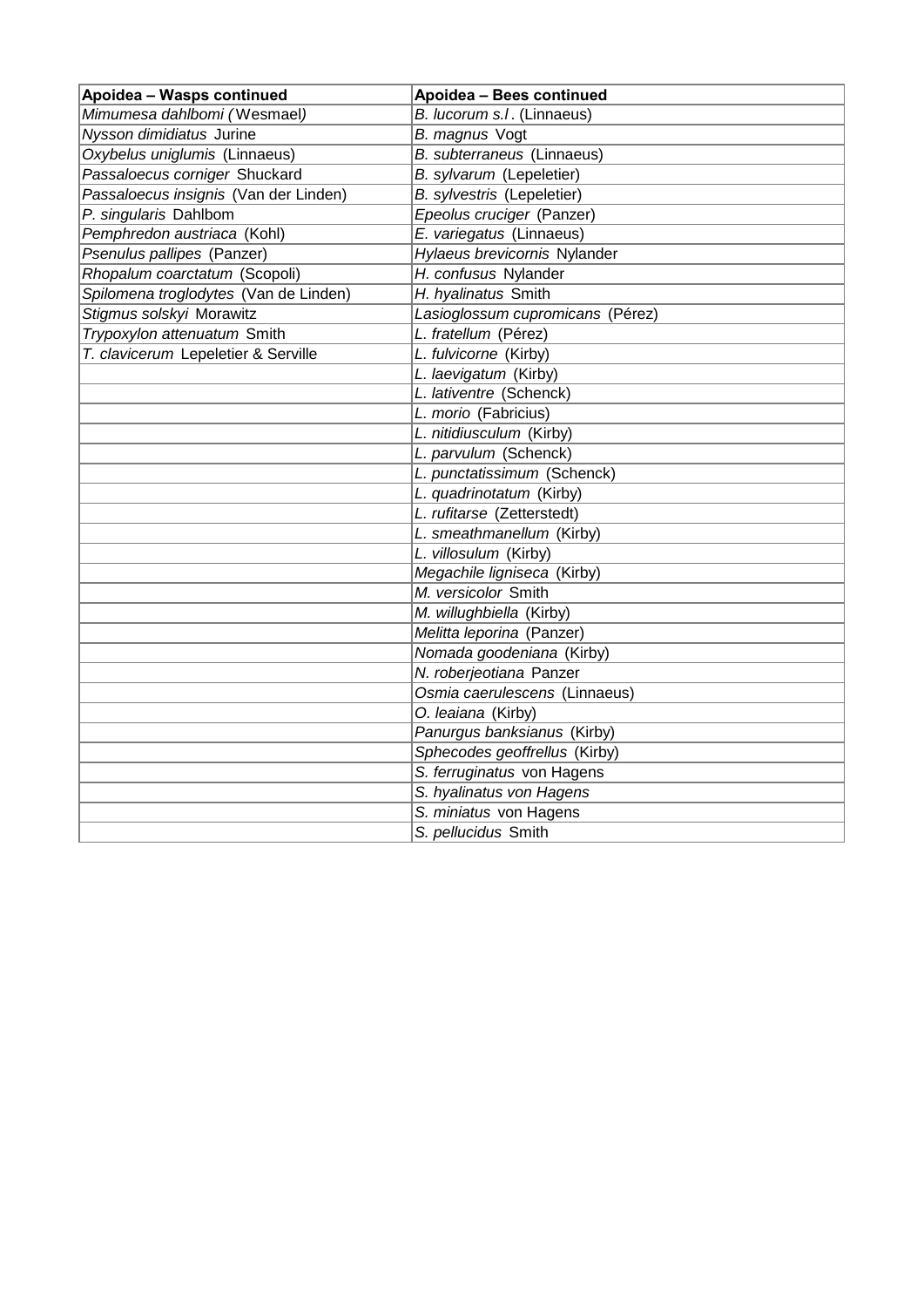| **Apoidea – Wasps continued** | **Apoidea – Bees continued** |
|---|---|
| *Mimumesa dahlbomi (* Wesmael*)* | *B. lucorum s.l*. (Linnaeus) |
| *Nysson dimidiatus* Jurine | *B. magnus* Vogt |
| *Oxybelus uniglumis* (Linnaeus) | *B. subterraneus* (Linnaeus) |
| *Passaloecus corniger* Shuckard | *B. sylvarum* (Lepeletier) |
| *Passaloecus insignis* (Van der Linden) | *B. sylvestris* (Lepeletier) |
| *P. singularis* Dahlbom | *Epeolus cruciger* (Panzer) |
| *Pemphredon austriaca* (Kohl) | *E. variegatus* (Linnaeus) |
| *Psenulus pallipes* (Panzer) | *Hylaeus brevicornis* Nylander |
| *Rhopalum coarctatum* (Scopoli) | *H. confusus* Nylander |
| *Spilomena troglodytes* (Van de Linden) | *H. hyalinatus* Smith |
| *Stigmus solskyi* Morawitz | *Lasioglossum cupromicans* (Pérez) |
| *Trypoxylon attenuatum* Smith | *L. fratellum* (Pérez) |
| *T. clavicerum* Lepeletier & Serville | *L. fulvicorne* (Kirby) |
| | *L. laevigatum* (Kirby) |
| | *L. lativentre* (Schenck) |
| | *L. morio* (Fabricius) |
| | *L. nitidiusculum* (Kirby) |
| | *L. parvulum* (Schenck) |
| | *L. punctatissimum* (Schenck) |
| | *L. quadrinotatum* (Kirby) |
| | *L. rufitarse* (Zetterstedt) |
| | *L. smeathmanellum* (Kirby) |
| | *L. villosulum* (Kirby) |
| | *Megachile ligniseca* (Kirby) |
| | *M. versicolor* Smith |
| | *M. willughbiella* (Kirby) |
| | *Melitta leporina* (Panzer) |
| | *Nomada goodeniana* (Kirby) |
| | *N. roberjeotiana* Panzer |
| | *Osmia caerulescens* (Linnaeus) |
| | *O. leaiana* (Kirby) |
| | *Panurgus banksianus* (Kirby) |
| | *Sphecodes geoffrellus* (Kirby) |
| | *S. ferruginatus* von Hagens |
| | *S. hyalinatus von Hagens* |
| | *S. miniatus* von Hagens |
| | *S. pellucidus* Smith |